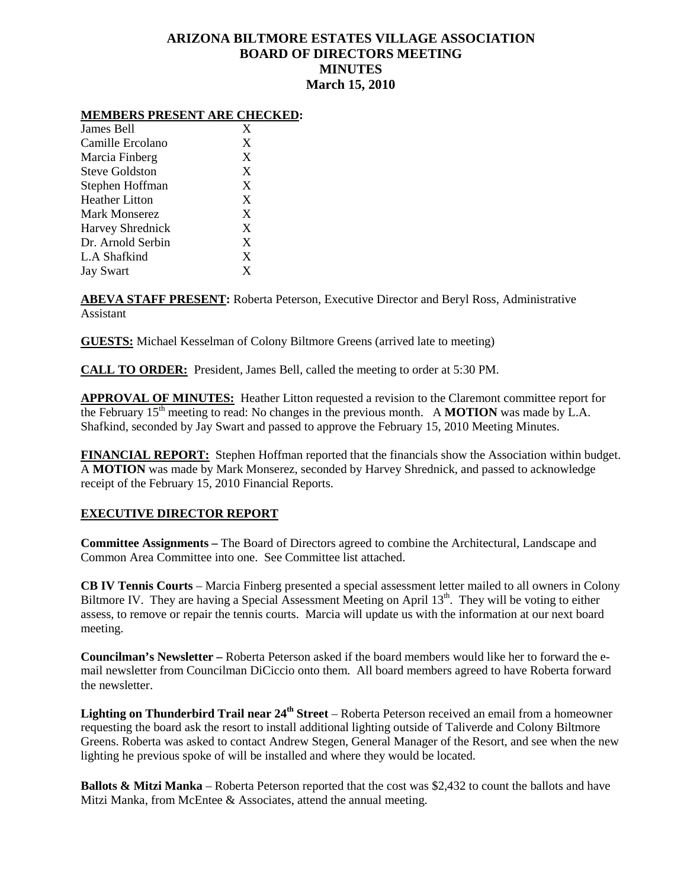# ARIZONA BILTMORE ESTATES VILLAGE ASSOCIATION
# BOARD OF DIRECTORS MEETING
# MINUTES
# March 15, 2010

**MEMBERS PRESENT ARE CHECKED:**

| | |
|---|---|
| James Bell | X |
| Camille Ercolano | X |
| Marcia Finberg | X |
| Steve Goldston | X |
| Stephen Hoffman | X |
| Heather Litton | X |
| Mark Monserez | X |
| Harvey Shrednick | X |
| Dr. Arnold Serbin | X |
| L.A Shafkind | X |
| Jay Swart | X |

**ABEVA STAFF PRESENT:** Roberta Peterson, Executive Director and Beryl Ross, Administrative Assistant

**GUESTS:** Michael Kesselman of Colony Biltmore Greens (arrived late to meeting)

**CALL TO ORDER:** President, James Bell, called the meeting to order at 5:30 PM.

**APPROVAL OF MINUTES:** Heather Litton requested a revision to the Claremont committee report for the February 15th meeting to read: No changes in the previous month. A **MOTION** was made by L.A. Shafkind, seconded by Jay Swart and passed to approve the February 15, 2010 Meeting Minutes.

**FINANCIAL REPORT:** Stephen Hoffman reported that the financials show the Association within budget. A **MOTION** was made by Mark Monserez, seconded by Harvey Shrednick, and passed to acknowledge receipt of the February 15, 2010 Financial Reports.

## EXECUTIVE DIRECTOR REPORT

**Committee Assignments –** The Board of Directors agreed to combine the Architectural, Landscape and Common Area Committee into one. See Committee list attached.

**CB IV Tennis Courts** – Marcia Finberg presented a special assessment letter mailed to all owners in Colony Biltmore IV. They are having a Special Assessment Meeting on April 13th. They will be voting to either assess, to remove or repair the tennis courts. Marcia will update us with the information at our next board meeting.

**Councilman's Newsletter –** Roberta Peterson asked if the board members would like her to forward the e-mail newsletter from Councilman DiCiccio onto them. All board members agreed to have Roberta forward the newsletter.

**Lighting on Thunderbird Trail near 24th Street** – Roberta Peterson received an email from a homeowner requesting the board ask the resort to install additional lighting outside of Taliverde and Colony Biltmore Greens. Roberta was asked to contact Andrew Stegen, General Manager of the Resort, and see when the new lighting he previous spoke of will be installed and where they would be located.

**Ballots & Mitzi Manka** – Roberta Peterson reported that the cost was $2,432 to count the ballots and have Mitzi Manka, from McEntee & Associates, attend the annual meeting.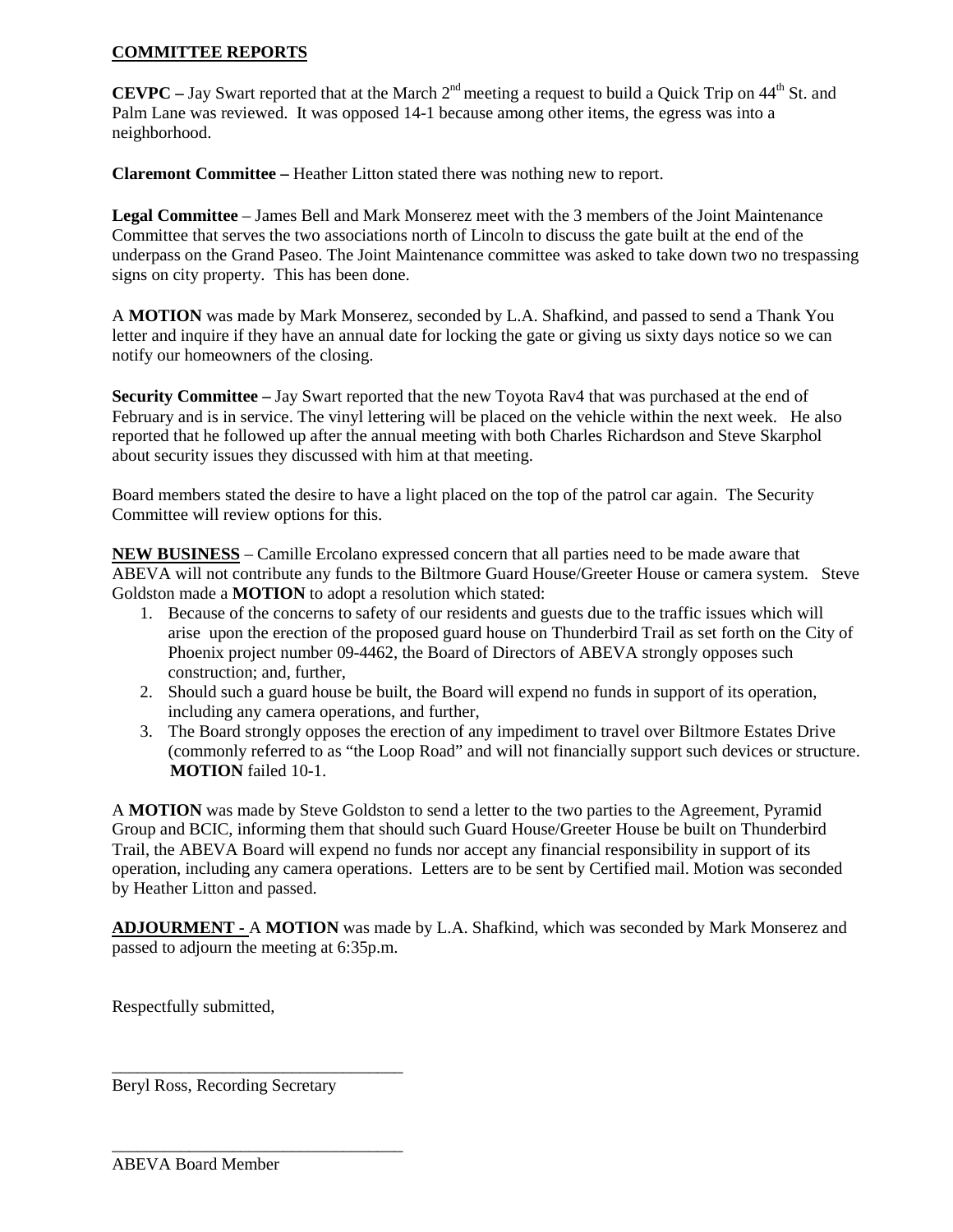## COMMITTEE REPORTS

**CEVPC –** Jay Swart reported that at the March 2nd meeting a request to build a Quick Trip on 44th St. and Palm Lane was reviewed. It was opposed 14-1 because among other items, the egress was into a neighborhood.

**Claremont Committee –** Heather Litton stated there was nothing new to report.

**Legal Committee** – James Bell and Mark Monserez meet with the 3 members of the Joint Maintenance Committee that serves the two associations north of Lincoln to discuss the gate built at the end of the underpass on the Grand Paseo. The Joint Maintenance committee was asked to take down two no trespassing signs on city property. This has been done.

A **MOTION** was made by Mark Monserez, seconded by L.A. Shafkind, and passed to send a Thank You letter and inquire if they have an annual date for locking the gate or giving us sixty days notice so we can notify our homeowners of the closing.

**Security Committee –** Jay Swart reported that the new Toyota Rav4 that was purchased at the end of February and is in service. The vinyl lettering will be placed on the vehicle within the next week. He also reported that he followed up after the annual meeting with both Charles Richardson and Steve Skarphol about security issues they discussed with him at that meeting.

Board members stated the desire to have a light placed on the top of the patrol car again. The Security Committee will review options for this.

**NEW BUSINESS** – Camille Ercolano expressed concern that all parties need to be made aware that ABEVA will not contribute any funds to the Biltmore Guard House/Greeter House or camera system. Steve Goldston made a **MOTION** to adopt a resolution which stated:

1. Because of the concerns to safety of our residents and guests due to the traffic issues which will arise upon the erection of the proposed guard house on Thunderbird Trail as set forth on the City of Phoenix project number 09-4462, the Board of Directors of ABEVA strongly opposes such construction; and, further,
2. Should such a guard house be built, the Board will expend no funds in support of its operation, including any camera operations, and further,
3. The Board strongly opposes the erection of any impediment to travel over Biltmore Estates Drive (commonly referred to as "the Loop Road" and will not financially support such devices or structure. **MOTION** failed 10-1.

A **MOTION** was made by Steve Goldston to send a letter to the two parties to the Agreement, Pyramid Group and BCIC, informing them that should such Guard House/Greeter House be built on Thunderbird Trail, the ABEVA Board will expend no funds nor accept any financial responsibility in support of its operation, including any camera operations. Letters are to be sent by Certified mail. Motion was seconded by Heather Litton and passed.

**ADJOURMENT -** A **MOTION** was made by L.A. Shafkind, which was seconded by Mark Monserez and passed to adjourn the meeting at 6:35p.m.

Respectfully submitted,

\_\_\_\_\_\_\_\_\_\_\_\_\_\_\_\_\_\_\_\_\_\_\_\_\_\_\_\_\_\_\_\_\_\_

Beryl Ross, Recording Secretary

\_\_\_\_\_\_\_\_\_\_\_\_\_\_\_\_\_\_\_\_\_\_\_\_\_\_\_\_\_\_\_\_\_\_

ABEVA Board Member